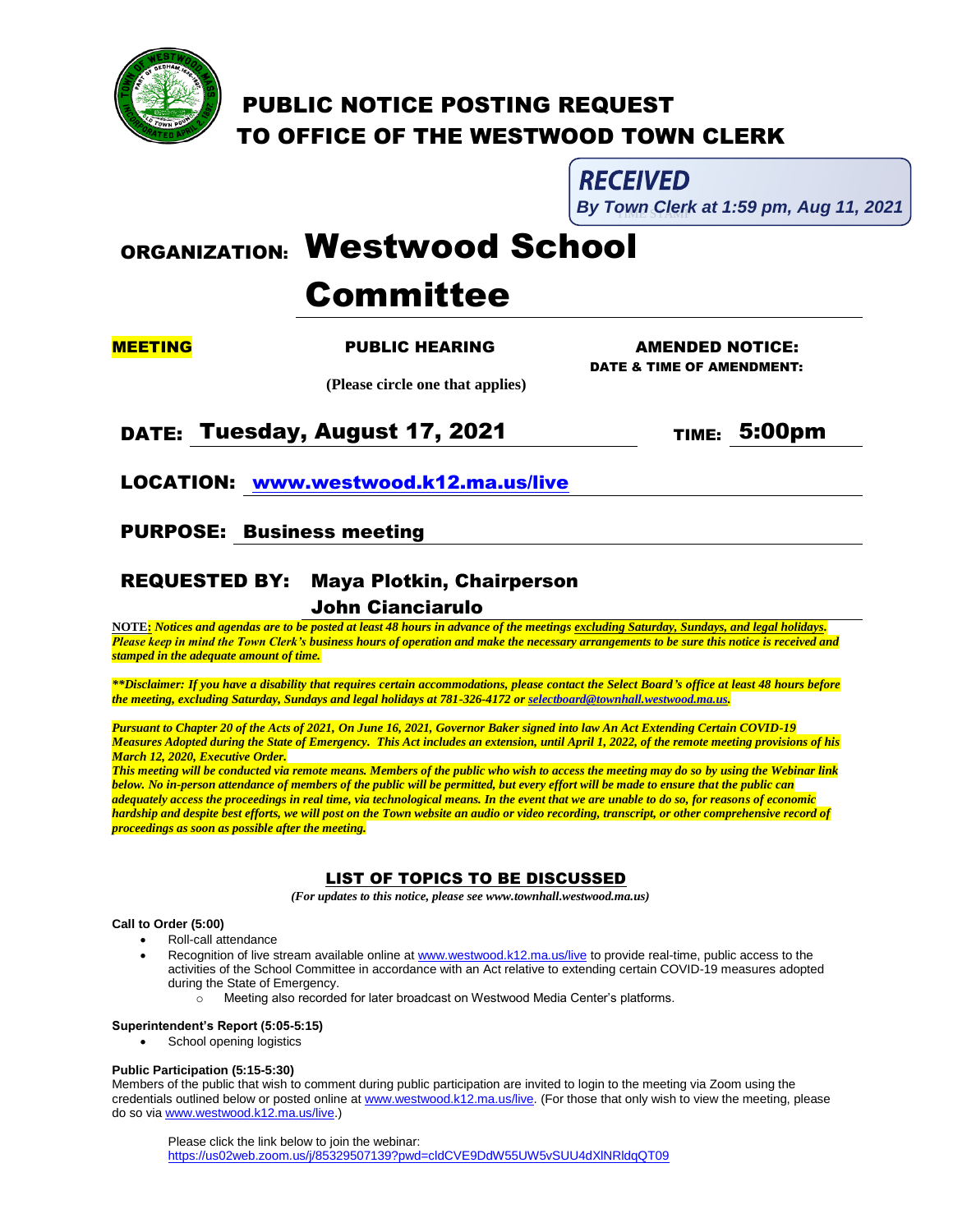# PUBLIC NOTICE POSTING REQUEST
# TO OFFICE OF THE WESTWOOD TOWN CLERK

**RECEIVED**
*By Town Clerk at 1:59 pm, Aug 11, 2021*

## ORGANIZATION: Westwood School Committee

**MEETING** **PUBLIC HEARING** **AMENDED NOTICE:**
**DATE & TIME OF AMENDMENT:**

**(Please circle one that applies)**

**DATE:** **Tuesday, August 17, 2021** **TIME:** **5:00pm**

**LOCATION:** **www.westwood.k12.ma.us/live**

**PURPOSE:** **Business meeting**

**REQUESTED BY:** **Maya Plotkin, Chairperson**
**John Cianciarulo**

**NOTE:** ***Notices and agendas are to be posted at least 48 hours in advance of the meetings excluding Saturday, Sundays, and legal holidays. Please keep in mind the Town Clerk's business hours of operation and make the necessary arrangements to be sure this notice is received and stamped in the adequate amount of time.***

***\*\*Disclaimer: If you have a disability that requires certain accommodations, please contact the Select Board's office at least 48 hours before the meeting, excluding Saturday, Sundays and legal holidays at 781-326-4172 or selectboard@townhall.westwood.ma.us.***

***Pursuant to Chapter 20 of the Acts of 2021, On June 16, 2021, Governor Baker signed into law An Act Extending Certain COVID-19 Measures Adopted during the State of Emergency. This Act includes an extension, until April 1, 2022, of the remote meeting provisions of his March 12, 2020, Executive Order.***
***This meeting will be conducted via remote means. Members of the public who wish to access the meeting may do so by using the Webinar link below. No in-person attendance of members of the public will be permitted, but every effort will be made to ensure that the public can adequately access the proceedings in real time, via technological means. In the event that we are unable to do so, for reasons of economic hardship and despite best efforts, we will post on the Town website an audio or video recording, transcript, or other comprehensive record of proceedings as soon as possible after the meeting.***

## LIST OF TOPICS TO BE DISCUSSED

*(For updates to this notice, please see www.townhall.westwood.ma.us)*

**Call to Order (5:00)**

- Roll-call attendance
- Recognition of live stream available online at www.westwood.k12.ma.us/live to provide real-time, public access to the activities of the School Committee in accordance with an Act relative to extending certain COVID-19 measures adopted during the State of Emergency.
  - Meeting also recorded for later broadcast on Westwood Media Center's platforms.

**Superintendent's Report (5:05-5:15)**

- School opening logistics

**Public Participation (5:15-5:30)**

Members of the public that wish to comment during public participation are invited to login to the meeting via Zoom using the credentials outlined below or posted online at www.westwood.k12.ma.us/live. (For those that only wish to view the meeting, please do so via www.westwood.k12.ma.us/live.)

Please click the link below to join the webinar:
https://us02web.zoom.us/j/85329507139?pwd=cldCVE9DdW55UW5vSUU4dXlNRldqQT09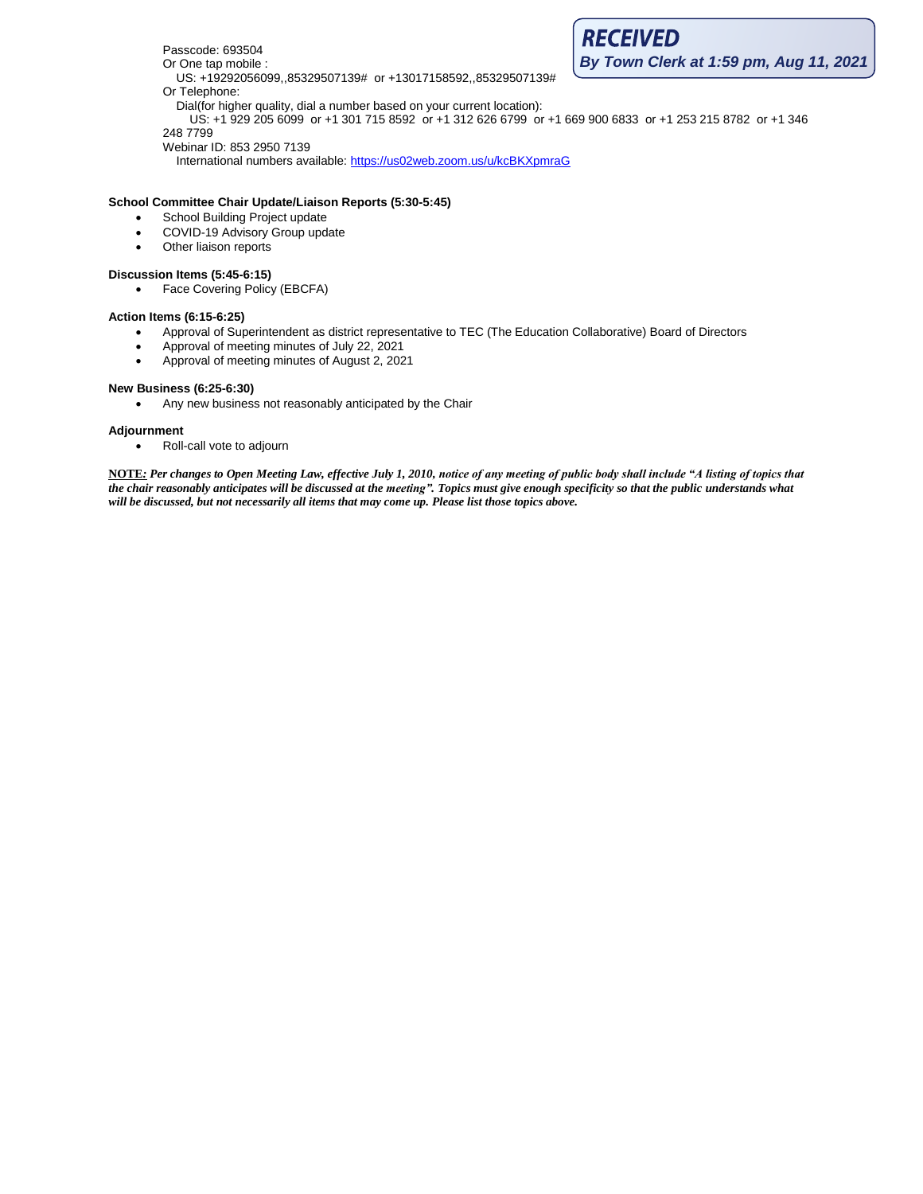**RECEIVED**
***By Town Clerk at 1:59 pm, Aug 11, 2021***

Passcode: 693504
Or One tap mobile :
US: +19292056099,,85329507139# or +13017158592,,85329507139#
Or Telephone:
Dial(for higher quality, dial a number based on your current location):
US: +1 929 205 6099 or +1 301 715 8592 or +1 312 626 6799 or +1 669 900 6833 or +1 253 215 8782 or +1 346 248 7799
Webinar ID: 853 2950 7139
International numbers available: https://us02web.zoom.us/u/kcBKXpmraG

**School Committee Chair Update/Liaison Reports (5:30-5:45)**

- School Building Project update
- COVID-19 Advisory Group update
- Other liaison reports

**Discussion Items (5:45-6:15)**

- Face Covering Policy (EBCFA)

**Action Items (6:15-6:25)**

- Approval of Superintendent as district representative to TEC (The Education Collaborative) Board of Directors
- Approval of meeting minutes of July 22, 2021
- Approval of meeting minutes of August 2, 2021

**New Business (6:25-6:30)**

- Any new business not reasonably anticipated by the Chair

**Adjournment**

- Roll-call vote to adjourn

***NOTE: Per changes to Open Meeting Law, effective July 1, 2010, notice of any meeting of public body shall include "A listing of topics that the chair reasonably anticipates will be discussed at the meeting". Topics must give enough specificity so that the public understands what will be discussed, but not necessarily all items that may come up. Please list those topics above.***